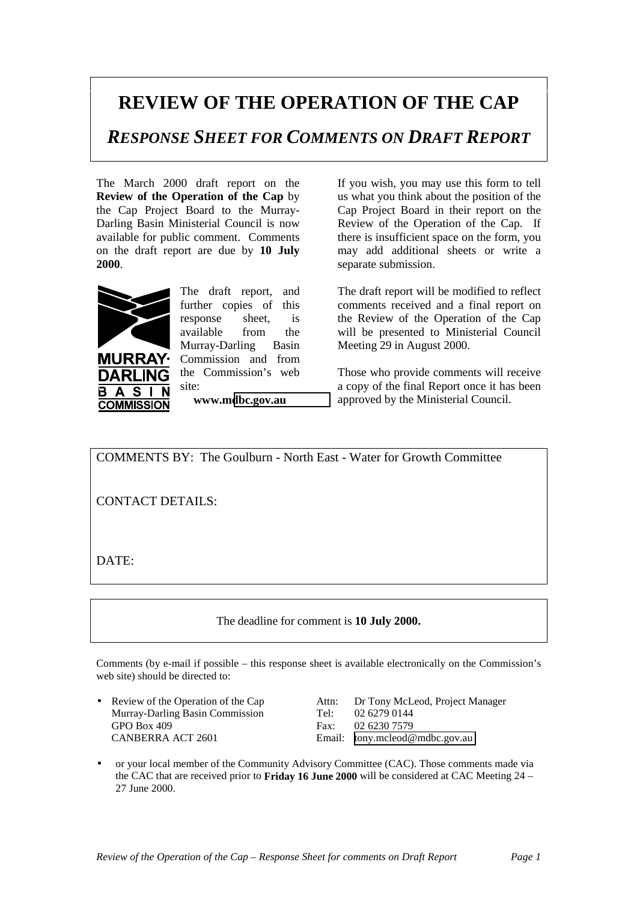# REVIEW OF THE OPERATION OF THE CAP

## *RESPONSE SHEET FOR COMMENTS ON DRAFT REPORT*

The March 2000 draft report on the **Review of the Operation of the Cap** by the Cap Project Board to the Murray-Darling Basin Ministerial Council is now available for public comment. Comments on the draft report are due by **10 July 2000**.

MURRAY-DARLING BASIN COMMISSION

The draft report, and further copies of this response sheet, is available from the Murray-Darling Basin Commission and from the Commission's web site:

**www.mdbc.gov.au**

If you wish, you may use this form to tell us what you think about the position of the Cap Project Board in their report on the Review of the Operation of the Cap. If there is insufficient space on the form, you may add additional sheets or write a separate submission.

The draft report will be modified to reflect comments received and a final report on the Review of the Operation of the Cap will be presented to Ministerial Council Meeting 29 in August 2000.

Those who provide comments will receive a copy of the final Report once it has been approved by the Ministerial Council.

COMMENTS BY: The Goulburn - North East - Water for Growth Committee

CONTACT DETAILS:

DATE:

The deadline for comment is **10 July 2000.**

Comments (by e-mail if possible – this response sheet is available electronically on the Commission's web site) should be directed to:

- Review of the Operation of the Cap
  Murray-Darling Basin Commission
  GPO Box 409
  CANBERRA ACT 2601

  Attn: Dr Tony McLeod, Project Manager
  Tel: 02 6279 0144
  Fax: 02 6230 7579
  Email: tony.mcleod@mdbc.gov.au

- or your local member of the Community Advisory Committee (CAC). Those comments made via the CAC that are received prior to **Friday 16 June 2000** will be considered at CAC Meeting 24 – 27 June 2000.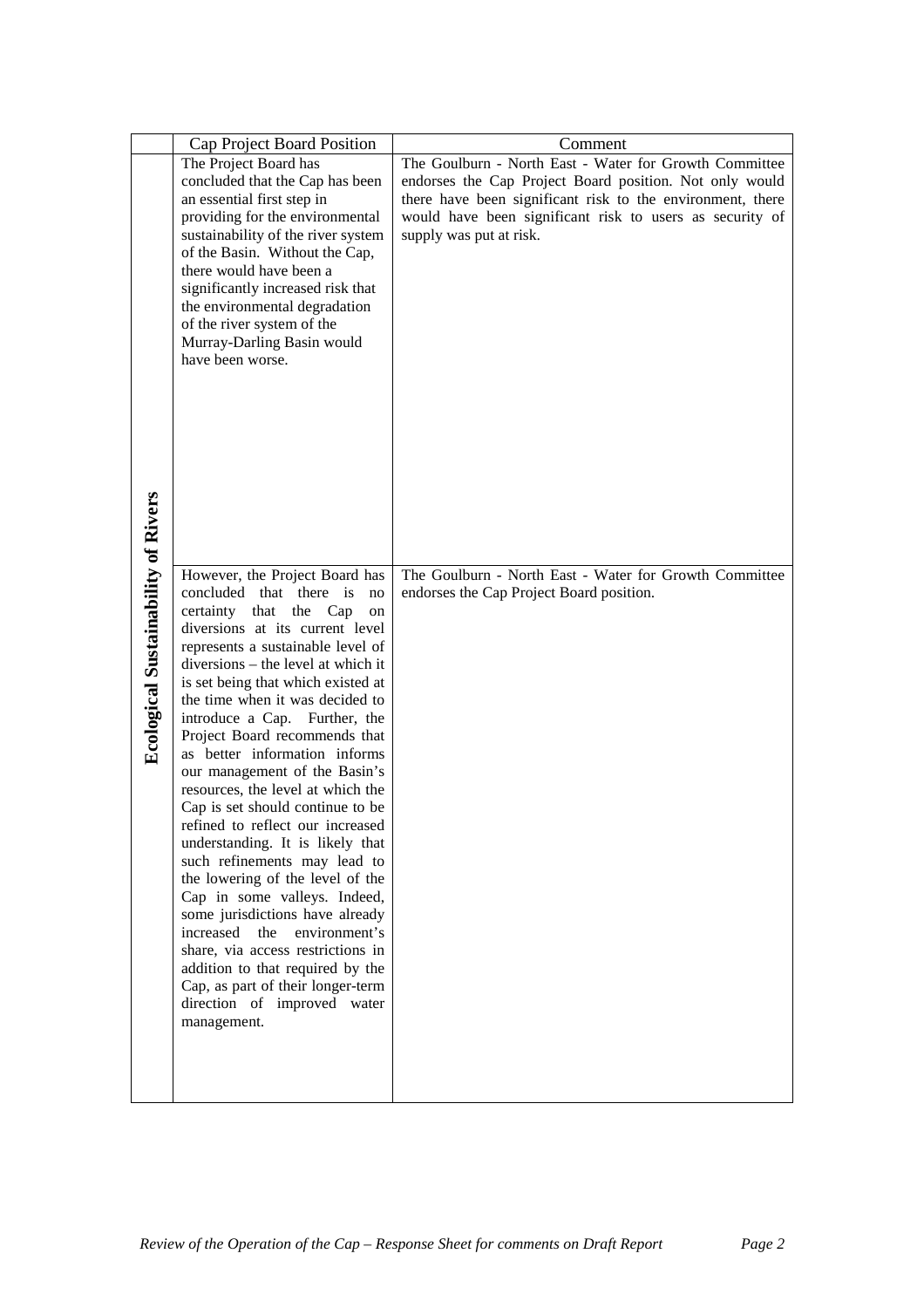| | Cap Project Board Position | Comment |
|---|---|---|
| **Ecological Sustainability of Rivers** | The Project Board has concluded that the Cap has been an essential first step in providing for the environmental sustainability of the river system of the Basin. Without the Cap, there would have been a significantly increased risk that the environmental degradation of the river system of the Murray-Darling Basin would have been worse. | The Goulburn - North East - Water for Growth Committee endorses the Cap Project Board position. Not only would there have been significant risk to the environment, there would have been significant risk to users as security of supply was put at risk. |
| | However, the Project Board has concluded that there is no certainty that the Cap on diversions at its current level represents a sustainable level of diversions – the level at which it is set being that which existed at the time when it was decided to introduce a Cap. Further, the Project Board recommends that as better information informs our management of the Basin's resources, the level at which the Cap is set should continue to be refined to reflect our increased understanding. It is likely that such refinements may lead to the lowering of the level of the Cap in some valleys. Indeed, some jurisdictions have already increased the environment's share, via access restrictions in addition to that required by the Cap, as part of their longer-term direction of improved water management. | The Goulburn - North East - Water for Growth Committee endorses the Cap Project Board position. |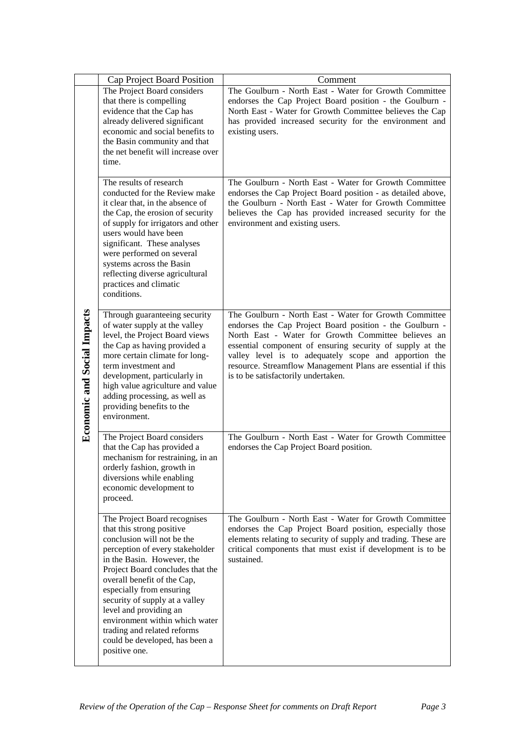|  | Cap Project Board Position | Comment |
|---|---|---|
| **Economic and Social Impacts** | The Project Board considers that there is compelling evidence that the Cap has already delivered significant economic and social benefits to the Basin community and that the net benefit will increase over time. | The Goulburn - North East - Water for Growth Committee endorses the Cap Project Board position - the Goulburn - North East - Water for Growth Committee believes the Cap has provided increased security for the environment and existing users. |
|  | The results of research conducted for the Review make it clear that, in the absence of the Cap, the erosion of security of supply for irrigators and other users would have been significant. These analyses were performed on several systems across the Basin reflecting diverse agricultural practices and climatic conditions. | The Goulburn - North East - Water for Growth Committee endorses the Cap Project Board position - as detailed above, the Goulburn - North East - Water for Growth Committee believes the Cap has provided increased security for the environment and existing users. |
|  | Through guaranteeing security of water supply at the valley level, the Project Board views the Cap as having provided a more certain climate for long-term investment and development, particularly in high value agriculture and value adding processing, as well as providing benefits to the environment. | The Goulburn - North East - Water for Growth Committee endorses the Cap Project Board position - the Goulburn - North East - Water for Growth Committee believes an essential component of ensuring security of supply at the valley level is to adequately scope and apportion the resource. Streamflow Management Plans are essential if this is to be satisfactorily undertaken. |
|  | The Project Board considers that the Cap has provided a mechanism for restraining, in an orderly fashion, growth in diversions while enabling economic development to proceed. | The Goulburn - North East - Water for Growth Committee endorses the Cap Project Board position. |
|  | The Project Board recognises that this strong positive conclusion will not be the perception of every stakeholder in the Basin. However, the Project Board concludes that the overall benefit of the Cap, especially from ensuring security of supply at a valley level and providing an environment within which water trading and related reforms could be developed, has been a positive one. | The Goulburn - North East - Water for Growth Committee endorses the Cap Project Board position, especially those elements relating to security of supply and trading. These are critical components that must exist if development is to be sustained. |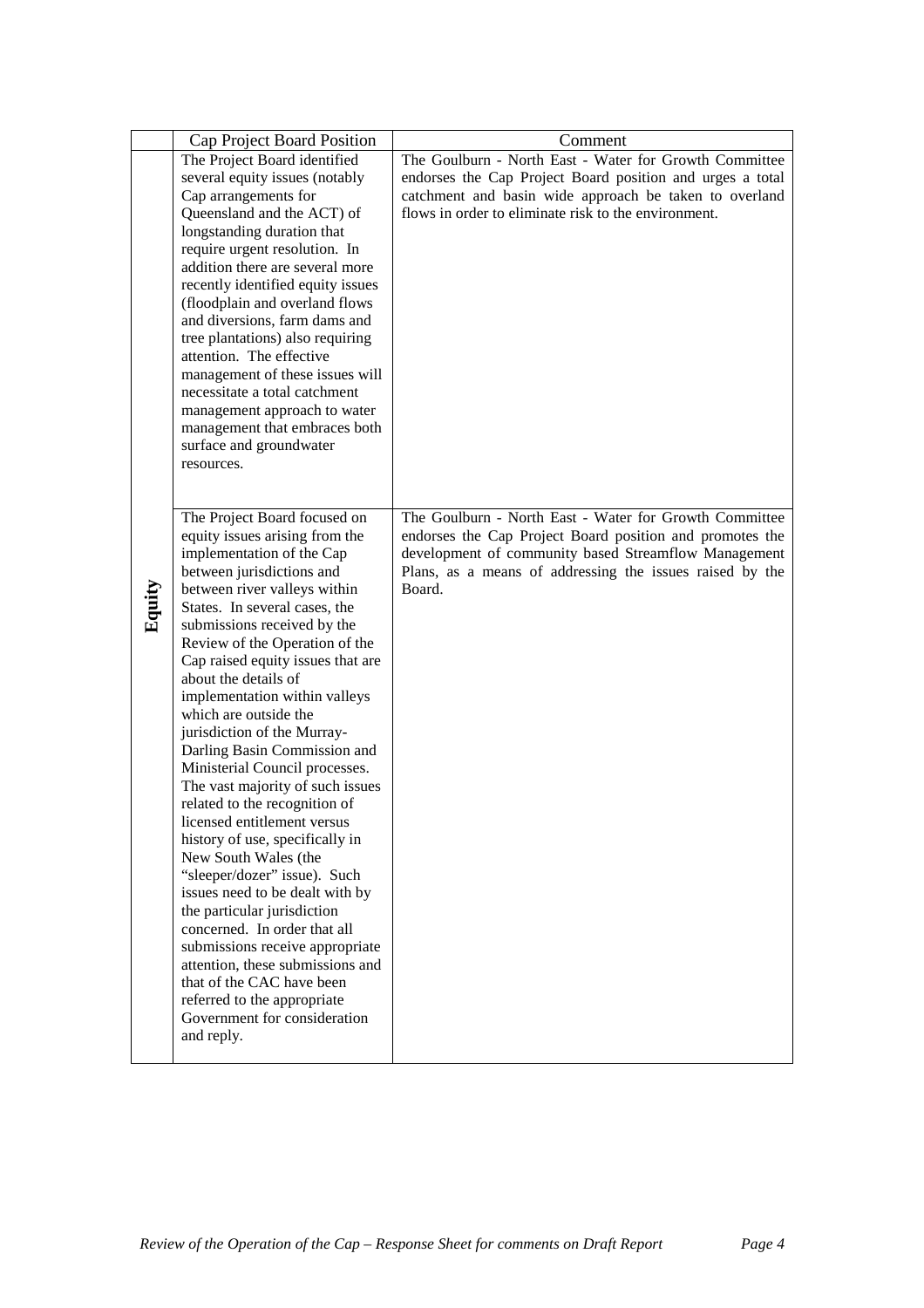| | Cap Project Board Position | Comment |
|---|---|---|
| **Equity** | The Project Board identified several equity issues (notably Cap arrangements for Queensland and the ACT) of longstanding duration that require urgent resolution. In addition there are several more recently identified equity issues (floodplain and overland flows and diversions, farm dams and tree plantations) also requiring attention. The effective management of these issues will necessitate a total catchment management approach to water management that embraces both surface and groundwater resources. | The Goulburn - North East - Water for Growth Committee endorses the Cap Project Board position and urges a total catchment and basin wide approach be taken to overland flows in order to eliminate risk to the environment. |
| | The Project Board focused on equity issues arising from the implementation of the Cap between jurisdictions and between river valleys within States. In several cases, the submissions received by the Review of the Operation of the Cap raised equity issues that are about the details of implementation within valleys which are outside the jurisdiction of the Murray-Darling Basin Commission and Ministerial Council processes. The vast majority of such issues related to the recognition of licensed entitlement versus history of use, specifically in New South Wales (the "sleeper/dozer" issue). Such issues need to be dealt with by the particular jurisdiction concerned. In order that all submissions receive appropriate attention, these submissions and that of the CAC have been referred to the appropriate Government for consideration and reply. | The Goulburn - North East - Water for Growth Committee endorses the Cap Project Board position and promotes the development of community based Streamflow Management Plans, as a means of addressing the issues raised by the Board. |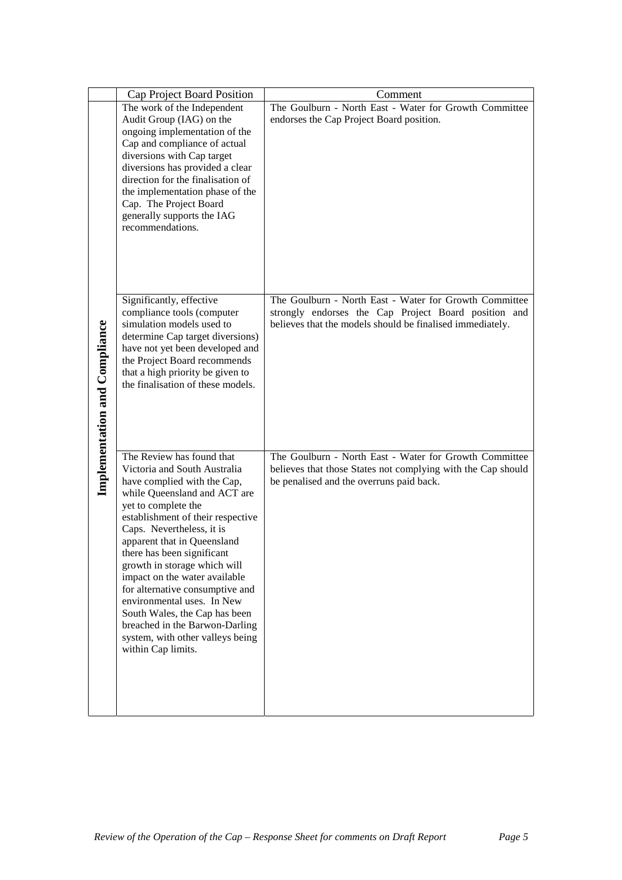| | Cap Project Board Position | Comment |
|---|---|---|
| **Implementation and Compliance** | The work of the Independent Audit Group (IAG) on the ongoing implementation of the Cap and compliance of actual diversions with Cap target diversions has provided a clear direction for the finalisation of the implementation phase of the Cap. The Project Board generally supports the IAG recommendations. | The Goulburn - North East - Water for Growth Committee endorses the Cap Project Board position. |
| | Significantly, effective compliance tools (computer simulation models used to determine Cap target diversions) have not yet been developed and the Project Board recommends that a high priority be given to the finalisation of these models. | The Goulburn - North East - Water for Growth Committee strongly endorses the Cap Project Board position and believes that the models should be finalised immediately. |
| | The Review has found that Victoria and South Australia have complied with the Cap, while Queensland and ACT are yet to complete the establishment of their respective Caps. Nevertheless, it is apparent that in Queensland there has been significant growth in storage which will impact on the water available for alternative consumptive and environmental uses. In New South Wales, the Cap has been breached in the Barwon-Darling system, with other valleys being within Cap limits. | The Goulburn - North East - Water for Growth Committee believes that those States not complying with the Cap should be penalised and the overruns paid back. |

*Review of the Operation of the Cap – Response Sheet for comments on Draft Report*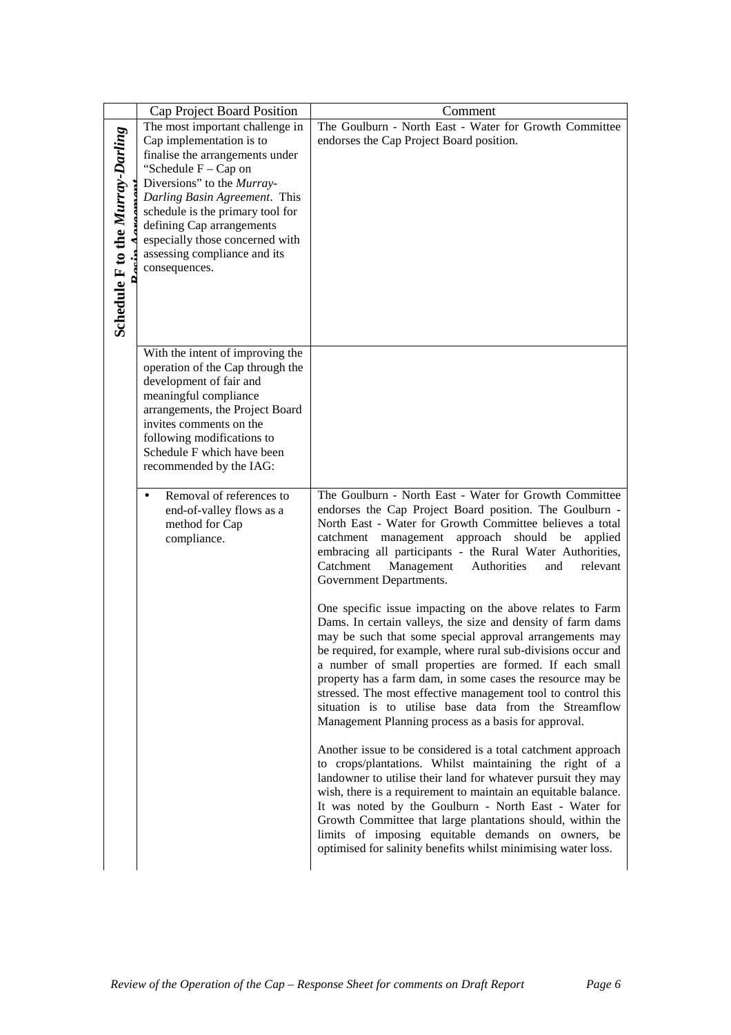| | Cap Project Board Position | Comment |
|---|---|---|
| ***Schedule F to the Murray-Darling Basin Agreement*** | The most important challenge in Cap implementation is to finalise the arrangements under "Schedule F – Cap on Diversions" to the *Murray-Darling Basin Agreement*. This schedule is the primary tool for defining Cap arrangements especially those concerned with assessing compliance and its consequences. | The Goulburn - North East - Water for Growth Committee endorses the Cap Project Board position. |
| | With the intent of improving the operation of the Cap through the development of fair and meaningful compliance arrangements, the Project Board invites comments on the following modifications to Schedule F which have been recommended by the IAG: | |
| | • Removal of references to end-of-valley flows as a method for Cap compliance. | The Goulburn - North East - Water for Growth Committee endorses the Cap Project Board position. The Goulburn - North East - Water for Growth Committee believes a total catchment management approach should be applied embracing all participants - the Rural Water Authorities, Catchment Management Authorities and relevant Government Departments.<br><br>One specific issue impacting on the above relates to Farm Dams. In certain valleys, the size and density of farm dams may be such that some special approval arrangements may be required, for example, where rural sub-divisions occur and a number of small properties are formed. If each small property has a farm dam, in some cases the resource may be stressed. The most effective management tool to control this situation is to utilise base data from the Streamflow Management Planning process as a basis for approval.<br><br>Another issue to be considered is a total catchment approach to crops/plantations. Whilst maintaining the right of a landowner to utilise their land for whatever pursuit they may wish, there is a requirement to maintain an equitable balance. It was noted by the Goulburn - North East - Water for Growth Committee that large plantations should, within the limits of imposing equitable demands on owners, be optimised for salinity benefits whilst minimising water loss. |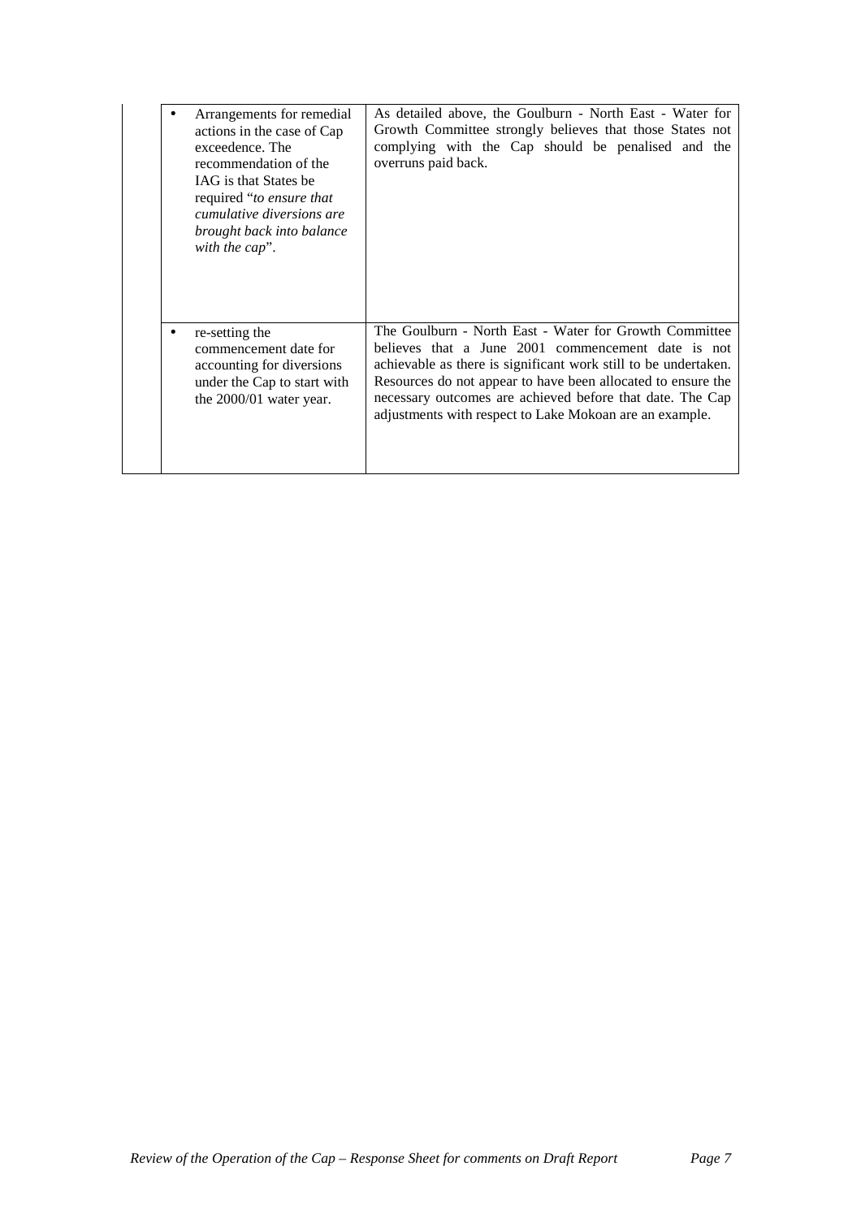| | |
|---|---|
| • Arrangements for remedial actions in the case of Cap exceedence. The recommendation of the IAG is that States be required "*to ensure that cumulative diversions are brought back into balance with the cap*". | As detailed above, the Goulburn - North East - Water for Growth Committee strongly believes that those States not complying with the Cap should be penalised and the overruns paid back. |
| • re-setting the commencement date for accounting for diversions under the Cap to start with the 2000/01 water year. | The Goulburn - North East - Water for Growth Committee believes that a June 2001 commencement date is not achievable as there is significant work still to be undertaken. Resources do not appear to have been allocated to ensure the necessary outcomes are achieved before that date. The Cap adjustments with respect to Lake Mokoan are an example. |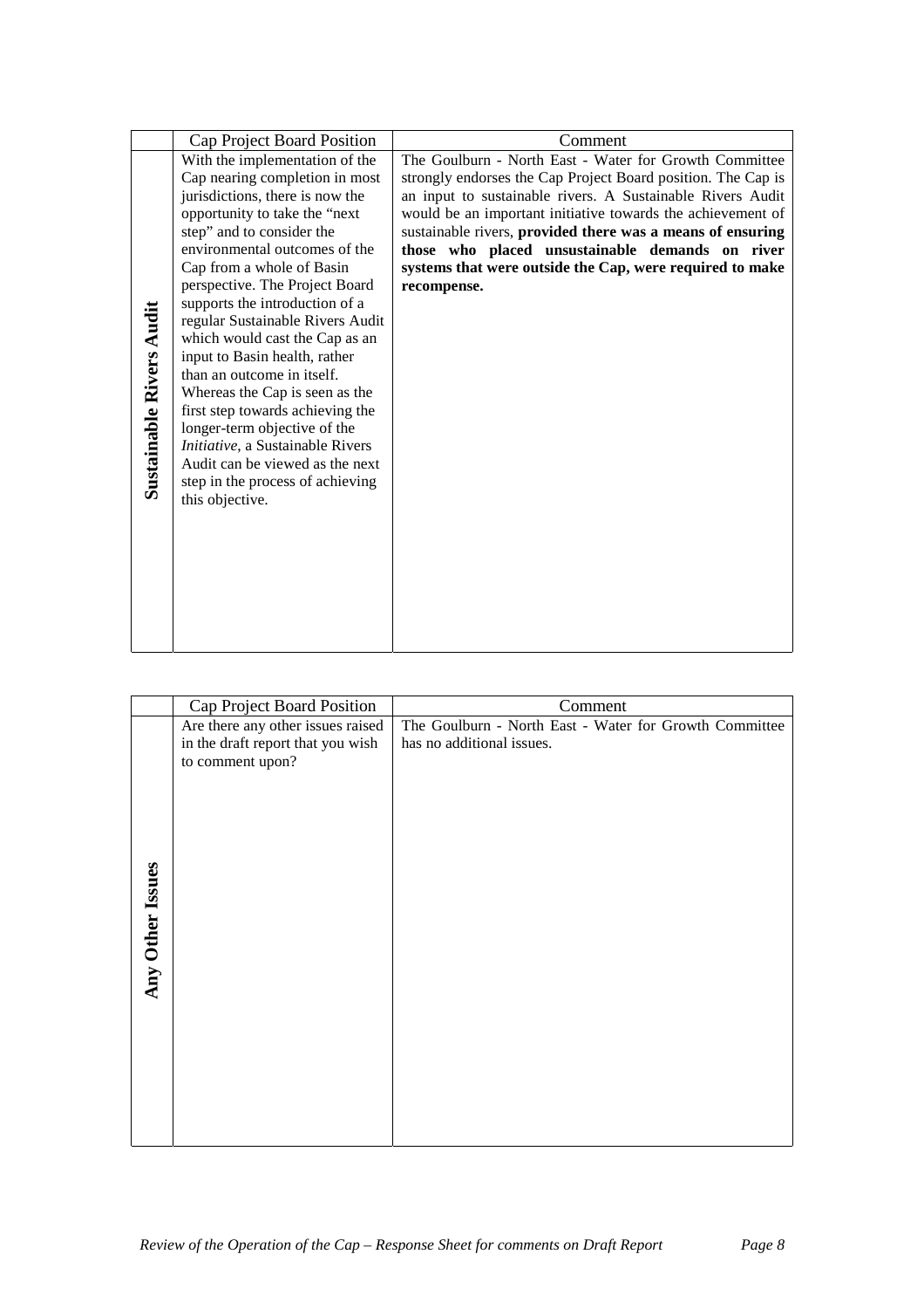| | Cap Project Board Position | Comment |
|---|---|---|
| **Sustainable Rivers Audit** | With the implementation of the Cap nearing completion in most jurisdictions, there is now the opportunity to take the "next step" and to consider the environmental outcomes of the Cap from a whole of Basin perspective. The Project Board supports the introduction of a regular Sustainable Rivers Audit which would cast the Cap as an input to Basin health, rather than an outcome in itself. Whereas the Cap is seen as the first step towards achieving the longer-term objective of the *Initiative*, a Sustainable Rivers Audit can be viewed as the next step in the process of achieving this objective. | The Goulburn - North East - Water for Growth Committee strongly endorses the Cap Project Board position. The Cap is an input to sustainable rivers. A Sustainable Rivers Audit would be an important initiative towards the achievement of sustainable rivers, **provided there was a means of ensuring those who placed unsustainable demands on river systems that were outside the Cap, were required to make recompense.** |

| | Cap Project Board Position | Comment |
|---|---|---|
| **Any Other Issues** | Are there any other issues raised in the draft report that you wish to comment upon? | The Goulburn - North East - Water for Growth Committee has no additional issues. |